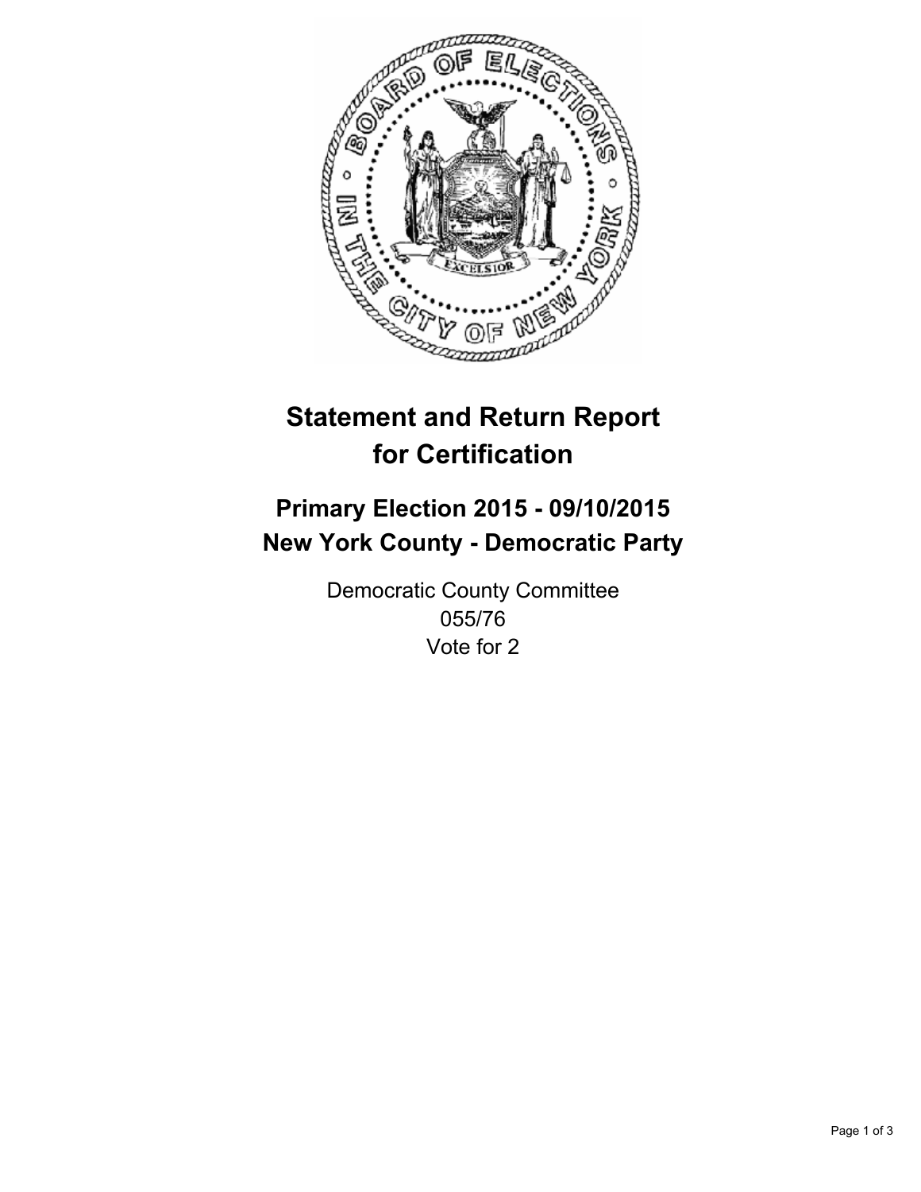# Statement and Return Report for Certification

## Primary Election 2015 - 09/10/2015
## New York County - Democratic Party

Democratic County Committee
055/76
Vote for 2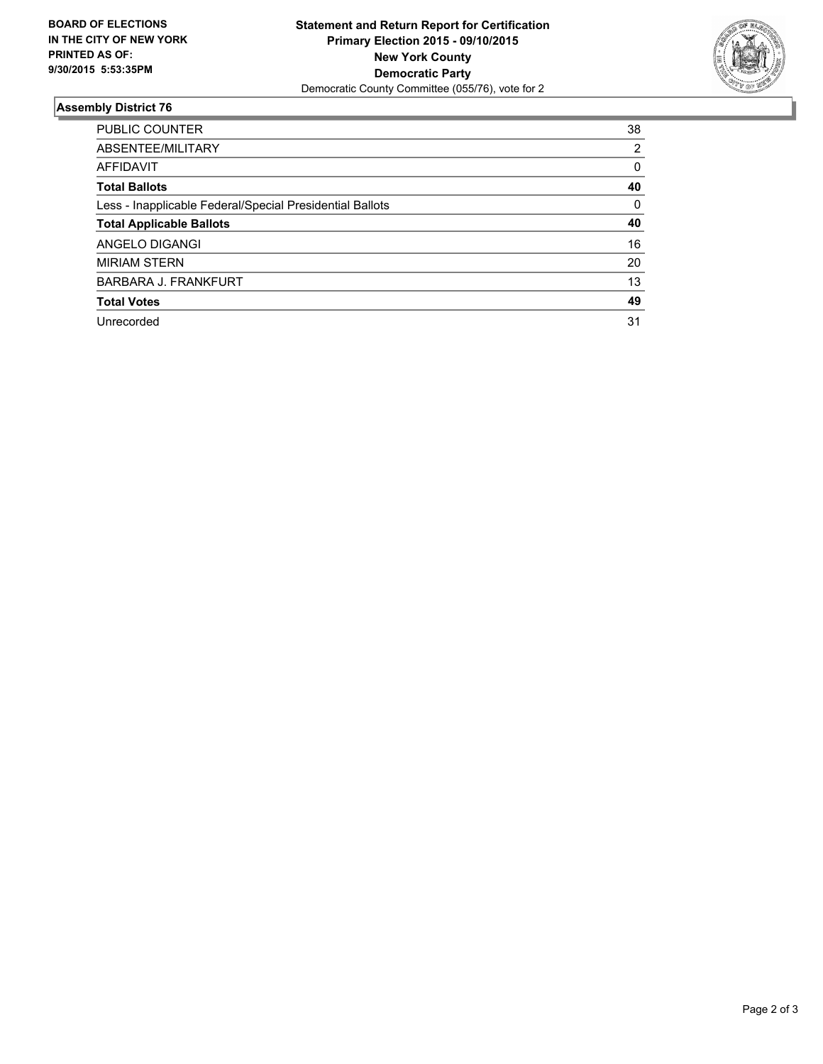**BOARD OF ELECTIONS IN THE CITY OF NEW YORK PRINTED AS OF: 9/30/2015 5:53:35PM**

**Statement and Return Report for Certification**
**Primary Election 2015 - 09/10/2015**
**New York County**
**Democratic Party**
Democratic County Committee (055/76), vote for 2

### Assembly District 76

| | |
|---|---|
| PUBLIC COUNTER | 38 |
| ABSENTEE/MILITARY | 2 |
| AFFIDAVIT | 0 |
| **Total Ballots** | **40** |
| Less - Inapplicable Federal/Special Presidential Ballots | 0 |
| **Total Applicable Ballots** | **40** |
| ANGELO DIGANGI | 16 |
| MIRIAM STERN | 20 |
| BARBARA J. FRANKFURT | 13 |
| **Total Votes** | **49** |
| Unrecorded | 31 |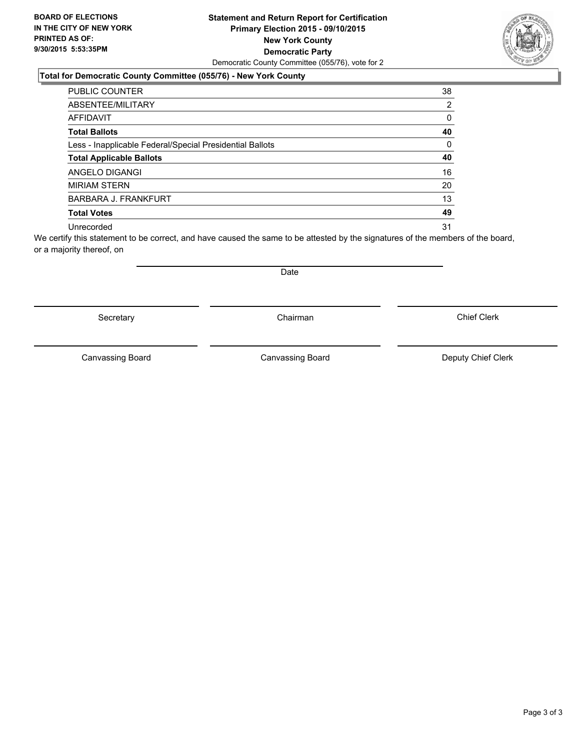**BOARD OF ELECTIONS IN THE CITY OF NEW YORK PRINTED AS OF: 9/30/2015 5:53:35PM**

**Statement and Return Report for Certification**
**Primary Election 2015 - 09/10/2015**
**New York County**
**Democratic Party**
Democratic County Committee (055/76), vote for 2

**Total for Democratic County Committee (055/76) - New York County**

| | |
|---|---|
| PUBLIC COUNTER | 38 |
| ABSENTEE/MILITARY | 2 |
| AFFIDAVIT | 0 |
| **Total Ballots** | **40** |
| Less - Inapplicable Federal/Special Presidential Ballots | 0 |
| **Total Applicable Ballots** | **40** |
| ANGELO DIGANGI | 16 |
| MIRIAM STERN | 20 |
| BARBARA J. FRANKFURT | 13 |
| **Total Votes** | **49** |
| Unrecorded | 31 |

We certify this statement to be correct, and have caused the same to be attested by the signatures of the members of the board, or a majority thereof, on

Date

Secretary | Chairman | Chief Clerk

Canvassing Board | Canvassing Board | Deputy Chief Clerk